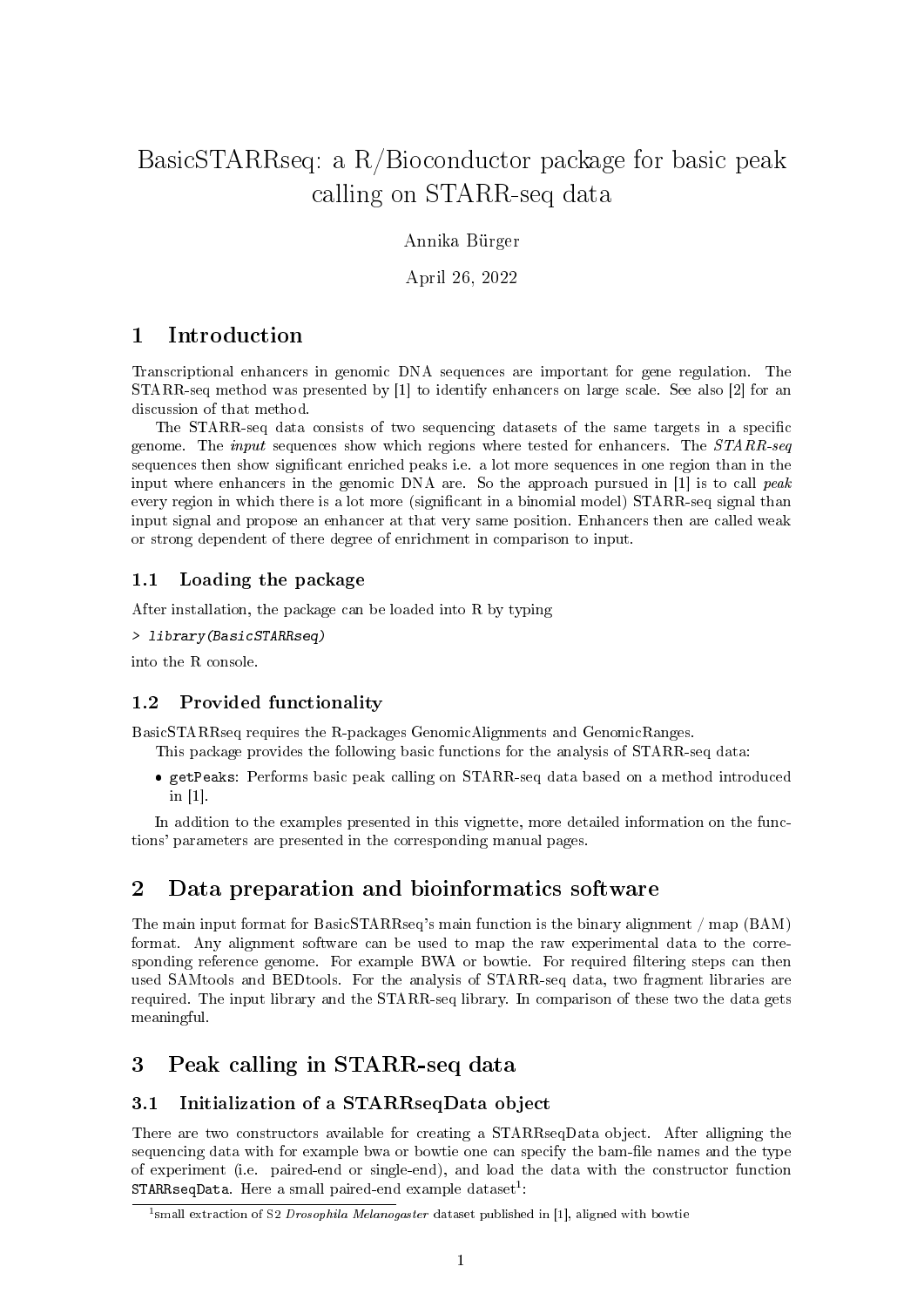// BasicSTARRseq: a R/Bioconductor package for basic peak calling on STARR-seq data

Annika Bürger

April 26, 2022

## 1 Introduction

Transcriptional enhancers in genomic DNA sequences are important for gene regulation. The STARR-seq method was presented by [1] to identify enhancers on large scale. See also [2] for an discussion of that method.

The STARR-seq data consists of two sequencing datasets of the same targets in a specific genome. The *input* sequences show which regions where tested for enhancers. The *STARR-seq* sequences then show significant enriched peaks i.e. a lot more sequences in one region than in the input where enhancers in the genomic DNA are. So the approach pursued in [1] is to call *peak* every region in which there is a lot more (significant in a binomial model) STARR-seq signal than input signal and propose an enhancer at that very same position. Enhancers then are called weak or strong dependent of there degree of enrichment in comparison to input.

### 1.1 Loading the package

After installation, the package can be loaded into R by typing

```
> library(BasicSTARRseq)
```

into the R console.

### 1.2 Provided functionality

BasicSTARRseq requires the R-packages GenomicAlignments and GenomicRanges.

This package provides the following basic functions for the analysis of STARR-seq data:

- `getPeaks`: Performs basic peak calling on STARR-seq data based on a method introduced in [1].

In addition to the examples presented in this vignette, more detailed information on the functions' parameters are presented in the corresponding manual pages.

## 2 Data preparation and bioinformatics software

The main input format for BasicSTARRseq's main function is the binary alignment / map (BAM) format. Any alignment software can be used to map the raw experimental data to the corresponding reference genome. For example BWA or bowtie. For required filtering steps can then used SAMtools and BEDtools. For the analysis of STARR-seq data, two fragment libraries are required. The input library and the STARR-seq library. In comparison of these two the data gets meaningful.

## 3 Peak calling in STARR-seq data

### 3.1 Initialization of a STARRseqData object

There are two constructors available for creating a STARRseqData object. After alligning the sequencing data with for example bwa or bowtie one can specify the bam-file names and the type of experiment (i.e. paired-end or single-end), and load the data with the constructor function `STARRseqData`. Here a small paired-end example dataset[1]:

[1] small extraction of S2 *Drosophila Melanogaster* dataset published in [1], aligned with bowtie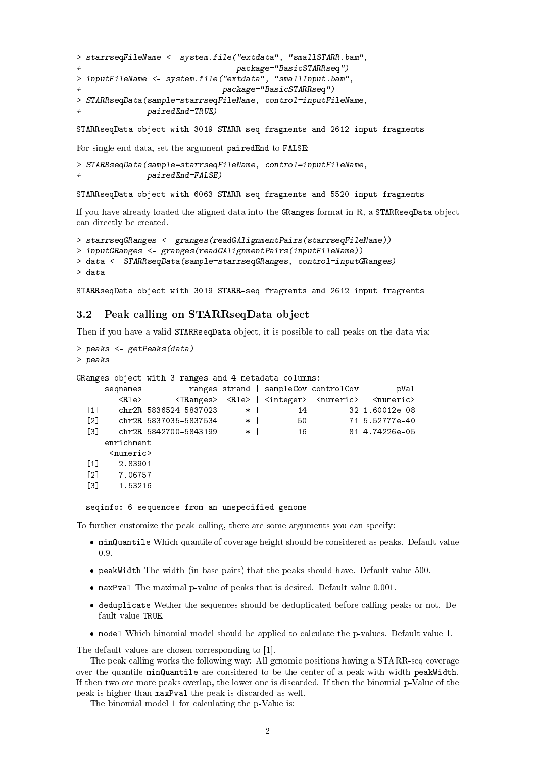```
> starrseqFileName <- system.file("extdata", "smallSTARR.bam",
+                                 package="BasicSTARRseq")
> inputFileName <- system.file("extdata", "smallInput.bam",
+                              package="BasicSTARRseq")
> STARRseqData(sample=starrseqFileName, control=inputFileName,
+              pairedEnd=TRUE)
```

```
STARRseqData object with 3019 STARR-seq fragments and 2612 input fragments
```

For single-end data, set the argument `pairedEnd` to `FALSE`:

```
> STARRseqData(sample=starrseqFileName, control=inputFileName,
+              pairedEnd=FALSE)
```

```
STARRseqData object with 6063 STARR-seq fragments and 5520 input fragments
```

If you have already loaded the aligned data into the `GRanges` format in R, a `STARRseqData` object can directly be created.

```
> starrseqGRanges <- granges(readGAlignmentPairs(starrseqFileName))
> inputGRanges <- granges(readGAlignmentPairs(inputFileName))
> data <- STARRseqData(sample=starrseqGRanges, control=inputGRanges)
> data
```

```
STARRseqData object with 3019 STARR-seq fragments and 2612 input fragments
```

## 3.2 Peak calling on STARRseqData object

Then if you have a valid `STARRseqData` object, it is possible to call peaks on the data via:

```
> peaks <- getPeaks(data)
> peaks
```

```
GRanges object with 3 ranges and 4 metadata columns:
      seqnames          ranges strand | sampleCov controlCov        pVal
         <Rle>       <IRanges>  <Rle> | <integer>  <numeric>   <numeric>
  [1]    chr2R 5836524-5837023      * |        14         32 1.60012e-08
  [2]    chr2R 5837035-5837534      * |        50         71 5.52777e-40
  [3]    chr2R 5842700-5843199      * |        16         81 4.74226e-05
      enrichment
       <numeric>
  [1]    2.83901
  [2]    7.06757
  [3]    1.53216
  -------
  seqinfo: 6 sequences from an unspecified genome
```

To further customize the peak calling, there are some arguments you can specify:

- `minQuantile` Which quantile of coverage height should be considered as peaks. Default value 0.9.
- `peakWidth` The width (in base pairs) that the peaks should have. Default value 500.
- `maxPval` The maximal p-value of peaks that is desired. Default value 0.001.
- `deduplicate` Wether the sequences should be deduplicated before calling peaks or not. Default value `TRUE`.
- `model` Which binomial model should be applied to calculate the p-values. Default value 1.

The default values are chosen corresponding to [1].

The peak calling works the following way: All genomic positions having a STARR-seq coverage over the quantile `minQuantile` are considered to be the center of a peak with width `peakWidth`. If then two ore more peaks overlap, the lower one is discarded. If then the binomial p-Value of the peak is higher than `maxPval` the peak is discarded as well.

The binomial model 1 for calculating the p-Value is: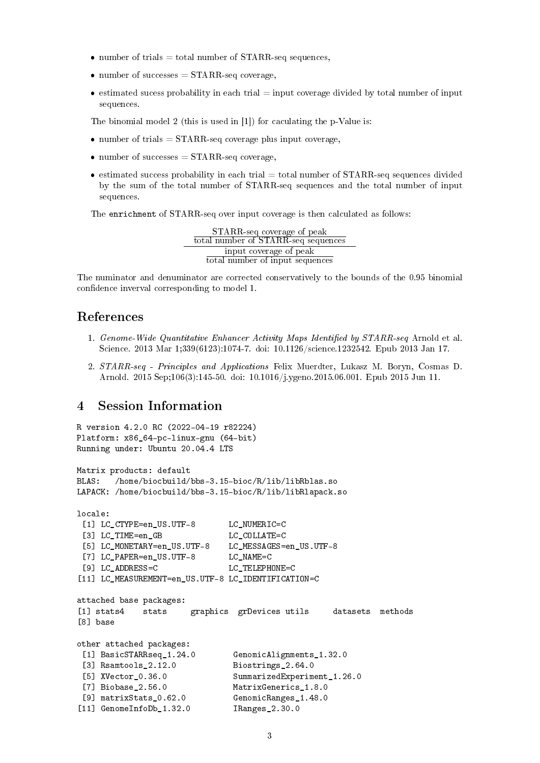- number of trials = total number of STARR-seq sequences,
- number of successes = STARR-seq coverage,
- estimated sucess probability in each trial = input coverage divided by total number of input sequences.

The binomial model 2 (this is used in [1]) for caculating the p-Value is:

- number of trials = STARR-seq coverage plus input coverage,
- number of successes = STARR-seq coverage,
- estimated success probability in each trial = total number of STARR-seq sequences divided by the sum of the total number of STARR-seq sequences and the total number of input sequences.

The enrichment of STARR-seq over input coverage is then calculated as follows:

$$\frac{\frac{\text{STARR-seq coverage of peak}}{\text{total number of STARR-seq sequences}}}{\frac{\text{input coverage of peak}}{\text{total number of input sequences}}}$$

The numinator and denuminator are corrected conservatively to the bounds of the 0.95 binomial confidence inverval corresponding to model 1.

## References

1. *Genome-Wide Quantitative Enhancer Activity Maps Identified by STARR-seq* Arnold et al. Science. 2013 Mar 1;339(6123):1074-7. doi: 10.1126/science.1232542. Epub 2013 Jan 17.
2. *STARR-seq - Principles and Applications* Felix Muerdter, Lukasz M. Boryn, Cosmas D. Arnold. 2015 Sep;106(3):145-50. doi: 10.1016/j.ygeno.2015.06.001. Epub 2015 Jun 11.

# 4 Session Information

```
R version 4.2.0 RC (2022-04-19 r82224)
Platform: x86_64-pc-linux-gnu (64-bit)
Running under: Ubuntu 20.04.4 LTS

Matrix products: default
BLAS:   /home/biocbuild/bbs-3.15-bioc/R/lib/libRblas.so
LAPACK: /home/biocbuild/bbs-3.15-bioc/R/lib/libRlapack.so

locale:
 [1] LC_CTYPE=en_US.UTF-8       LC_NUMERIC=C
 [3] LC_TIME=en_GB              LC_COLLATE=C
 [5] LC_MONETARY=en_US.UTF-8    LC_MESSAGES=en_US.UTF-8
 [7] LC_PAPER=en_US.UTF-8       LC_NAME=C
 [9] LC_ADDRESS=C               LC_TELEPHONE=C
[11] LC_MEASUREMENT=en_US.UTF-8 LC_IDENTIFICATION=C

attached base packages:
[1] stats4    stats     graphics  grDevices utils     datasets  methods
[8] base

other attached packages:
 [1] BasicSTARRseq_1.24.0        GenomicAlignments_1.32.0
 [3] Rsamtools_2.12.0            Biostrings_2.64.0
 [5] XVector_0.36.0              SummarizedExperiment_1.26.0
 [7] Biobase_2.56.0              MatrixGenerics_1.8.0
 [9] matrixStats_0.62.0          GenomicRanges_1.48.0
[11] GenomeInfoDb_1.32.0         IRanges_2.30.0
```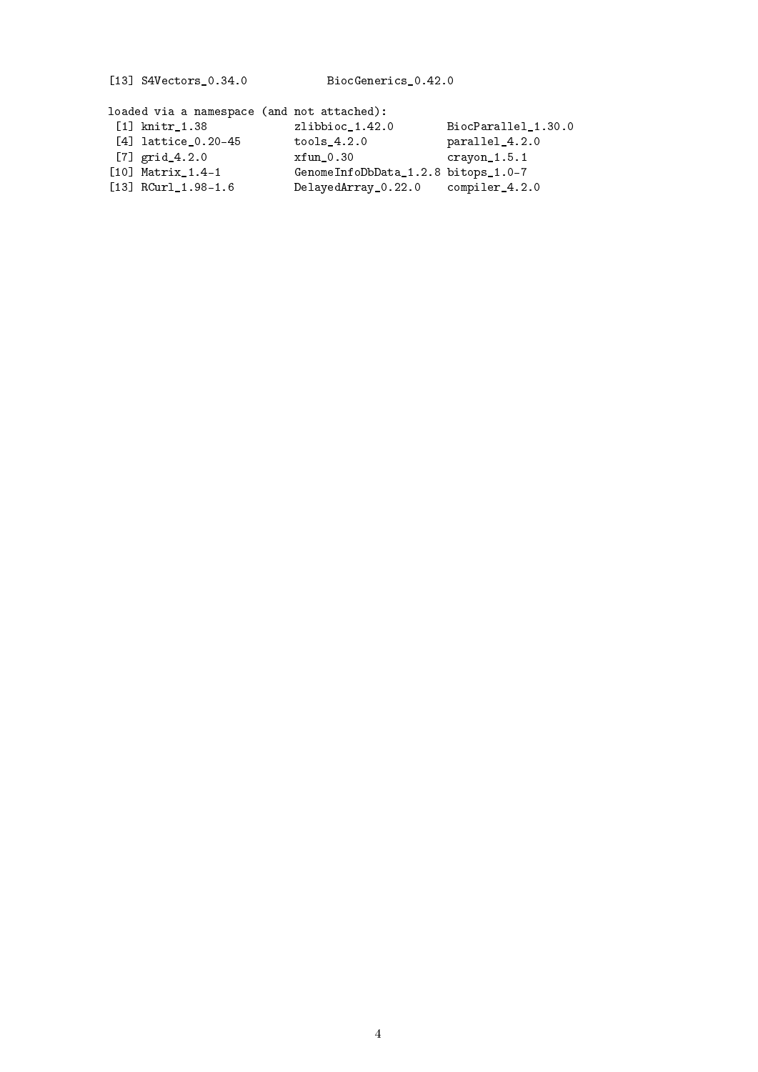```
[13] S4Vectors_0.34.0          BiocGenerics_0.42.0

loaded via a namespace (and not attached):
 [1] knitr_1.38             zlibbioc_1.42.0        BiocParallel_1.30.0
 [4] lattice_0.20-45        tools_4.2.0            parallel_4.2.0
 [7] grid_4.2.0             xfun_0.30              crayon_1.5.1
[10] Matrix_1.4-1           GenomeInfoDbData_1.2.8 bitops_1.0-7
[13] RCurl_1.98-1.6         DelayedArray_0.22.0    compiler_4.2.0
```